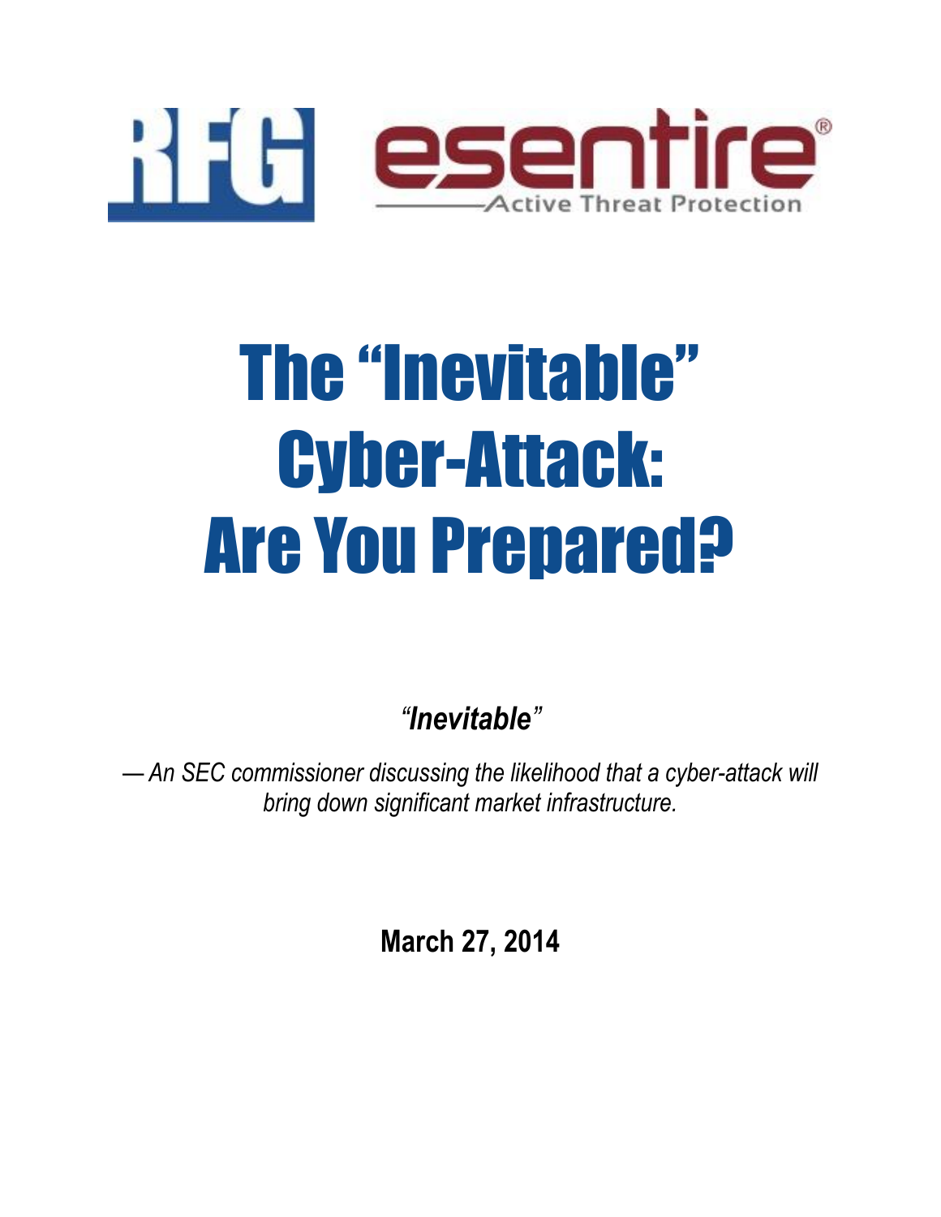RFG esentire®

Active Threat Protection

# The "Inevitable" Cyber-Attack: Are You Prepared?

*"**Inevitable**"*

*— An SEC commissioner discussing the likelihood that a cyber-attack will bring down significant market infrastructure.*

**March 27, 2014**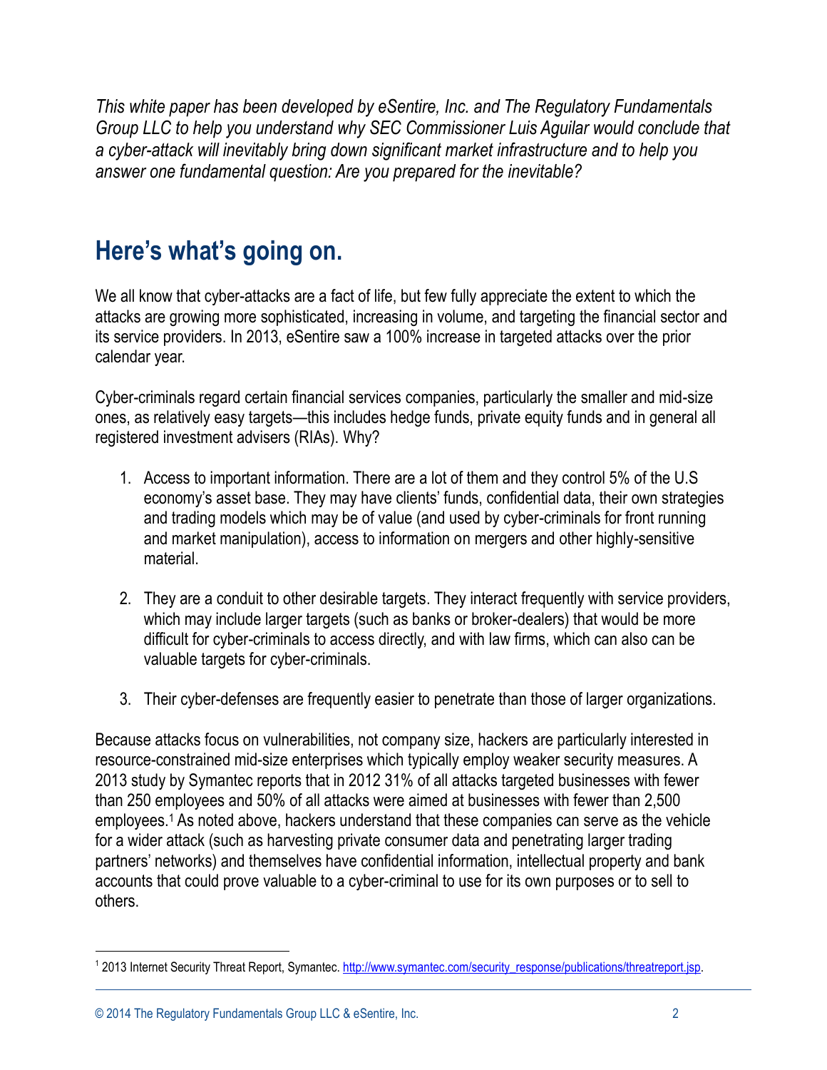*This white paper has been developed by eSentire, Inc. and The Regulatory Fundamentals Group LLC to help you understand why SEC Commissioner Luis Aguilar would conclude that a cyber-attack will inevitably bring down significant market infrastructure and to help you answer one fundamental question: Are you prepared for the inevitable?*

## Here's what's going on.

We all know that cyber-attacks are a fact of life, but few fully appreciate the extent to which the attacks are growing more sophisticated, increasing in volume, and targeting the financial sector and its service providers. In 2013, eSentire saw a 100% increase in targeted attacks over the prior calendar year.

Cyber-criminals regard certain financial services companies, particularly the smaller and mid-size ones, as relatively easy targets—this includes hedge funds, private equity funds and in general all registered investment advisers (RIAs). Why?

1. Access to important information. There are a lot of them and they control 5% of the U.S economy's asset base. They may have clients' funds, confidential data, their own strategies and trading models which may be of value (and used by cyber-criminals for front running and market manipulation), access to information on mergers and other highly-sensitive material.

2. They are a conduit to other desirable targets. They interact frequently with service providers, which may include larger targets (such as banks or broker-dealers) that would be more difficult for cyber-criminals to access directly, and with law firms, which can also can be valuable targets for cyber-criminals.

3. Their cyber-defenses are frequently easier to penetrate than those of larger organizations.

Because attacks focus on vulnerabilities, not company size, hackers are particularly interested in resource-constrained mid-size enterprises which typically employ weaker security measures. A 2013 study by Symantec reports that in 2012 31% of all attacks targeted businesses with fewer than 250 employees and 50% of all attacks were aimed at businesses with fewer than 2,500 employees.[1] As noted above, hackers understand that these companies can serve as the vehicle for a wider attack (such as harvesting private consumer data and penetrating larger trading partners' networks) and themselves have confidential information, intellectual property and bank accounts that could prove valuable to a cyber-criminal to use for its own purposes or to sell to others.

---

[1] 2013 Internet Security Threat Report, Symantec. http://www.symantec.com/security_response/publications/threatreport.jsp.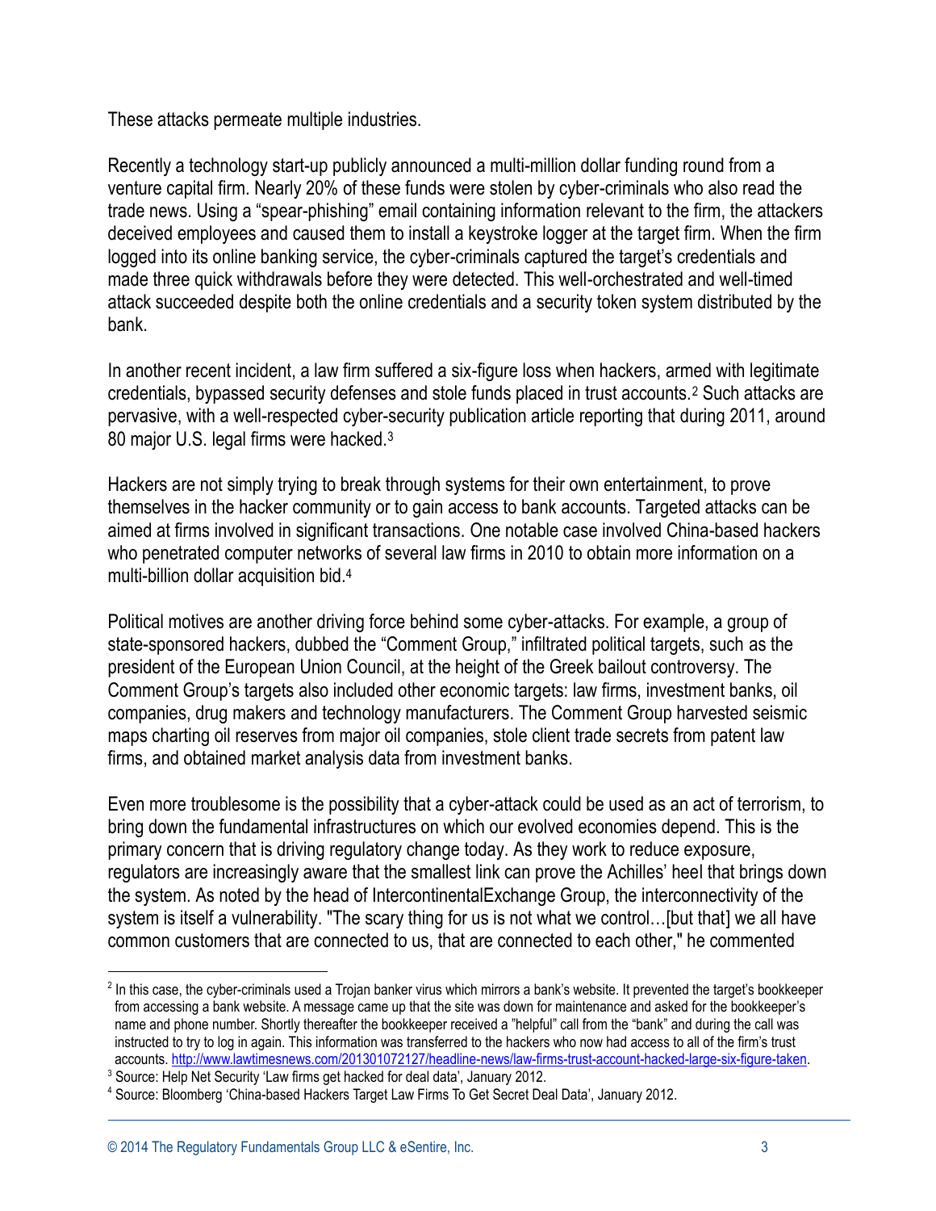These attacks permeate multiple industries.

Recently a technology start-up publicly announced a multi-million dollar funding round from a venture capital firm. Nearly 20% of these funds were stolen by cyber-criminals who also read the trade news. Using a "spear-phishing" email containing information relevant to the firm, the attackers deceived employees and caused them to install a keystroke logger at the target firm. When the firm logged into its online banking service, the cyber-criminals captured the target's credentials and made three quick withdrawals before they were detected. This well-orchestrated and well-timed attack succeeded despite both the online credentials and a security token system distributed by the bank.

In another recent incident, a law firm suffered a six-figure loss when hackers, armed with legitimate credentials, bypassed security defenses and stole funds placed in trust accounts.[2] Such attacks are pervasive, with a well-respected cyber-security publication article reporting that during 2011, around 80 major U.S. legal firms were hacked.[3]

Hackers are not simply trying to break through systems for their own entertainment, to prove themselves in the hacker community or to gain access to bank accounts. Targeted attacks can be aimed at firms involved in significant transactions. One notable case involved China-based hackers who penetrated computer networks of several law firms in 2010 to obtain more information on a multi-billion dollar acquisition bid.[4]

Political motives are another driving force behind some cyber-attacks. For example, a group of state-sponsored hackers, dubbed the "Comment Group," infiltrated political targets, such as the president of the European Union Council, at the height of the Greek bailout controversy. The Comment Group's targets also included other economic targets: law firms, investment banks, oil companies, drug makers and technology manufacturers. The Comment Group harvested seismic maps charting oil reserves from major oil companies, stole client trade secrets from patent law firms, and obtained market analysis data from investment banks.

Even more troublesome is the possibility that a cyber-attack could be used as an act of terrorism, to bring down the fundamental infrastructures on which our evolved economies depend. This is the primary concern that is driving regulatory change today. As they work to reduce exposure, regulators are increasingly aware that the smallest link can prove the Achilles' heel that brings down the system. As noted by the head of IntercontinentalExchange Group, the interconnectivity of the system is itself a vulnerability. "The scary thing for us is not what we control…[but that] we all have common customers that are connected to us, that are connected to each other," he commented

---

[2] In this case, the cyber-criminals used a Trojan banker virus which mirrors a bank's website. It prevented the target's bookkeeper from accessing a bank website. A message came up that the site was down for maintenance and asked for the bookkeeper's name and phone number. Shortly thereafter the bookkeeper received a "helpful" call from the "bank" and during the call was instructed to try to log in again. This information was transferred to the hackers who now had access to all of the firm's trust accounts. http://www.lawtimesnews.com/201301072127/headline-news/law-firms-trust-account-hacked-large-six-figure-taken.

[3] Source: Help Net Security 'Law firms get hacked for deal data', January 2012.

[4] Source: Bloomberg 'China-based Hackers Target Law Firms To Get Secret Deal Data', January 2012.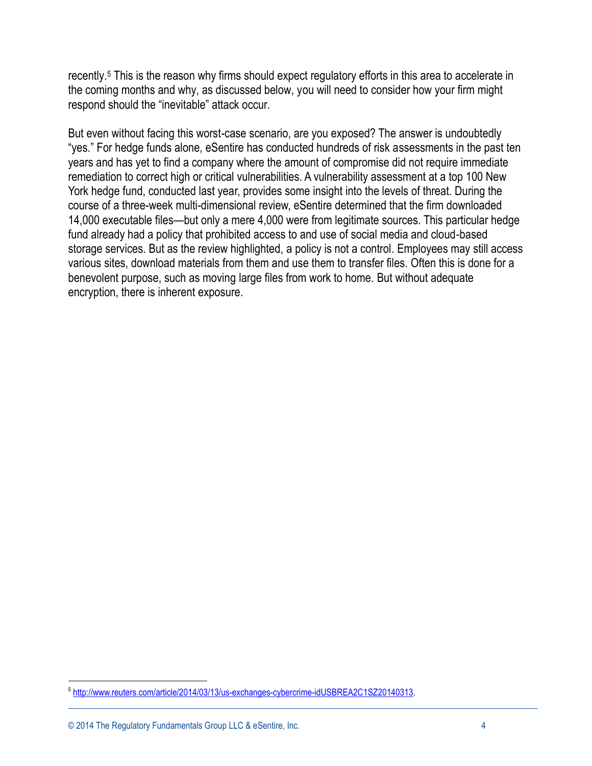recently.[5] This is the reason why firms should expect regulatory efforts in this area to accelerate in the coming months and why, as discussed below, you will need to consider how your firm might respond should the "inevitable" attack occur.

But even without facing this worst-case scenario, are you exposed? The answer is undoubtedly "yes." For hedge funds alone, eSentire has conducted hundreds of risk assessments in the past ten years and has yet to find a company where the amount of compromise did not require immediate remediation to correct high or critical vulnerabilities. A vulnerability assessment at a top 100 New York hedge fund, conducted last year, provides some insight into the levels of threat. During the course of a three-week multi-dimensional review, eSentire determined that the firm downloaded 14,000 executable files—but only a mere 4,000 were from legitimate sources. This particular hedge fund already had a policy that prohibited access to and use of social media and cloud-based storage services. But as the review highlighted, a policy is not a control. Employees may still access various sites, download materials from them and use them to transfer files. Often this is done for a benevolent purpose, such as moving large files from work to home. But without adequate encryption, there is inherent exposure.

---

[5] http://www.reuters.com/article/2014/03/13/us-exchanges-cybercrime-idUSBREA2C1SZ20140313.

© 2014 The Regulatory Fundamentals Group LLC & eSentire, Inc.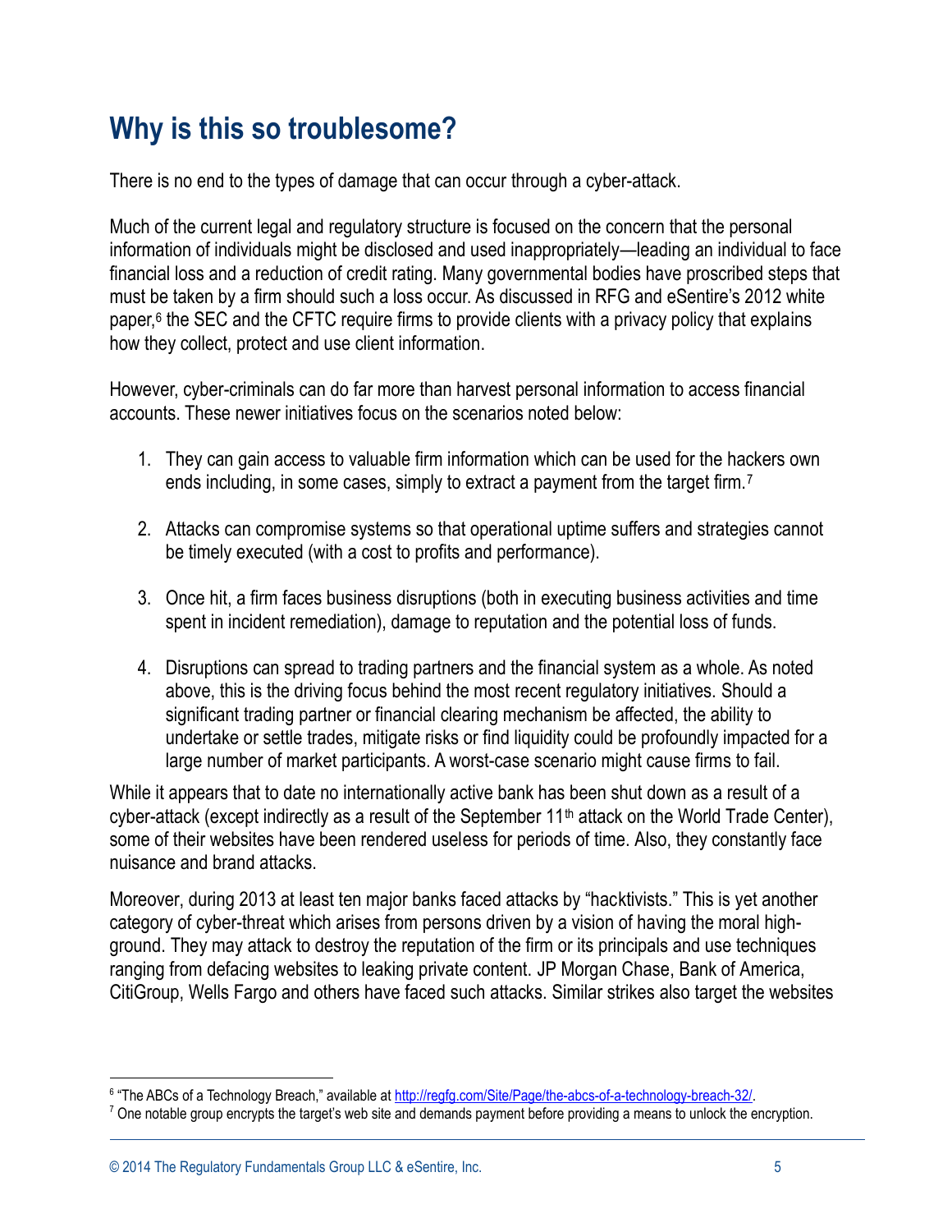## Why is this so troublesome?

There is no end to the types of damage that can occur through a cyber-attack.

Much of the current legal and regulatory structure is focused on the concern that the personal information of individuals might be disclosed and used inappropriately—leading an individual to face financial loss and a reduction of credit rating. Many governmental bodies have proscribed steps that must be taken by a firm should such a loss occur. As discussed in RFG and eSentire's 2012 white paper,[6] the SEC and the CFTC require firms to provide clients with a privacy policy that explains how they collect, protect and use client information.

However, cyber-criminals can do far more than harvest personal information to access financial accounts. These newer initiatives focus on the scenarios noted below:

1. They can gain access to valuable firm information which can be used for the hackers own ends including, in some cases, simply to extract a payment from the target firm.[7]

2. Attacks can compromise systems so that operational uptime suffers and strategies cannot be timely executed (with a cost to profits and performance).

3. Once hit, a firm faces business disruptions (both in executing business activities and time spent in incident remediation), damage to reputation and the potential loss of funds.

4. Disruptions can spread to trading partners and the financial system as a whole. As noted above, this is the driving focus behind the most recent regulatory initiatives. Should a significant trading partner or financial clearing mechanism be affected, the ability to undertake or settle trades, mitigate risks or find liquidity could be profoundly impacted for a large number of market participants. A worst-case scenario might cause firms to fail.

While it appears that to date no internationally active bank has been shut down as a result of a cyber-attack (except indirectly as a result of the September 11th attack on the World Trade Center), some of their websites have been rendered useless for periods of time. Also, they constantly face nuisance and brand attacks.

Moreover, during 2013 at least ten major banks faced attacks by "hacktivists." This is yet another category of cyber-threat which arises from persons driven by a vision of having the moral high-ground. They may attack to destroy the reputation of the firm or its principals and use techniques ranging from defacing websites to leaking private content. JP Morgan Chase, Bank of America, CitiGroup, Wells Fargo and others have faced such attacks. Similar strikes also target the websites

---

[6] "The ABCs of a Technology Breach," available at [http://regfg.com/Site/Page/the-abcs-of-a-technology-breach-32/](http://regfg.com/Site/Page/the-abcs-of-a-technology-breach-32/).

[7] One notable group encrypts the target's web site and demands payment before providing a means to unlock the encryption.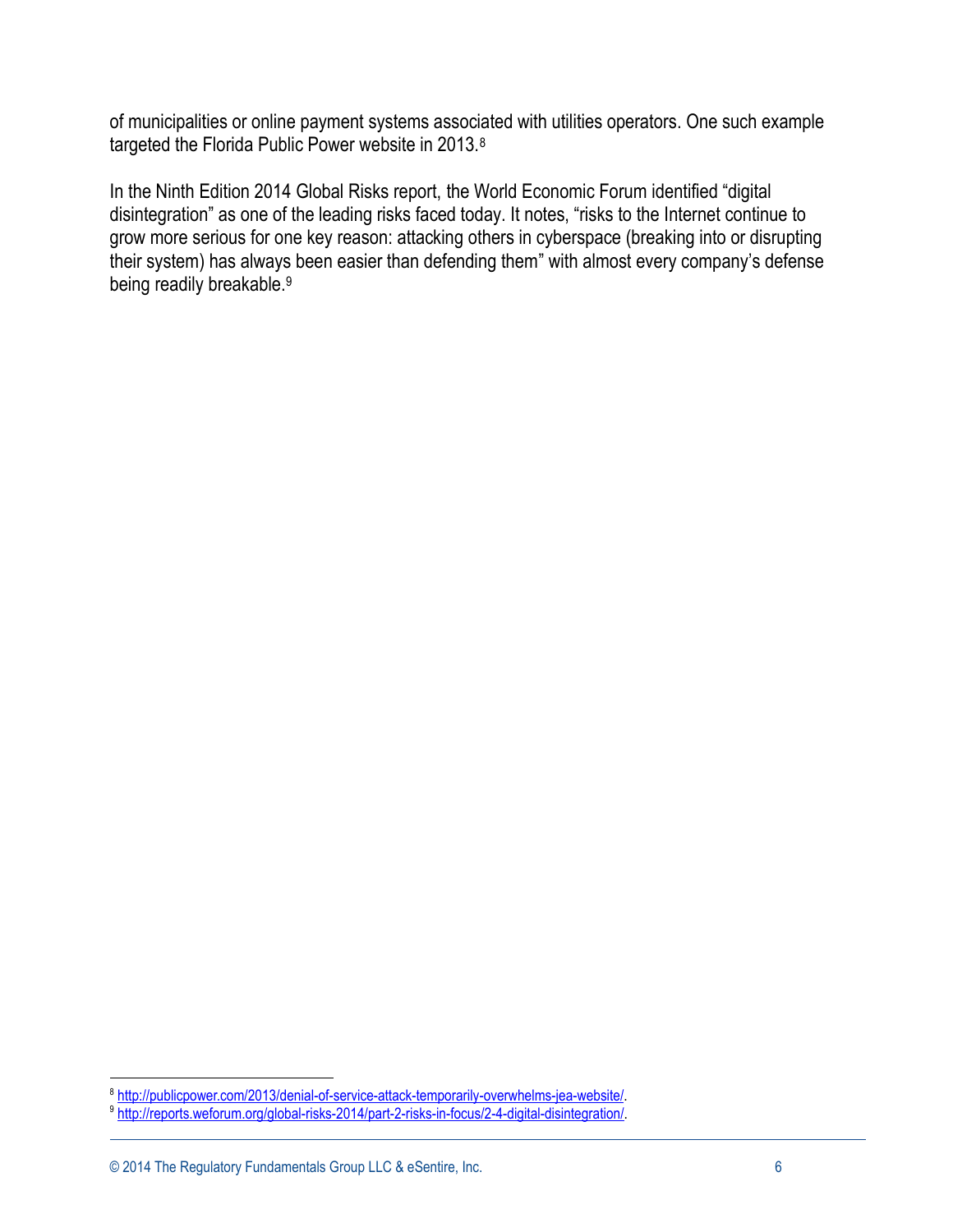of municipalities or online payment systems associated with utilities operators. One such example targeted the Florida Public Power website in 2013.[8]

In the Ninth Edition 2014 Global Risks report, the World Economic Forum identified "digital disintegration" as one of the leading risks faced today. It notes, "risks to the Internet continue to grow more serious for one key reason: attacking others in cyberspace (breaking into or disrupting their system) has always been easier than defending them" with almost every company's defense being readily breakable.[9]

---

[8] http://publicpower.com/2013/denial-of-service-attack-temporarily-overwhelms-jea-website/.

[9] http://reports.weforum.org/global-risks-2014/part-2-risks-in-focus/2-4-digital-disintegration/.

© 2014 The Regulatory Fundamentals Group LLC & eSentire, Inc.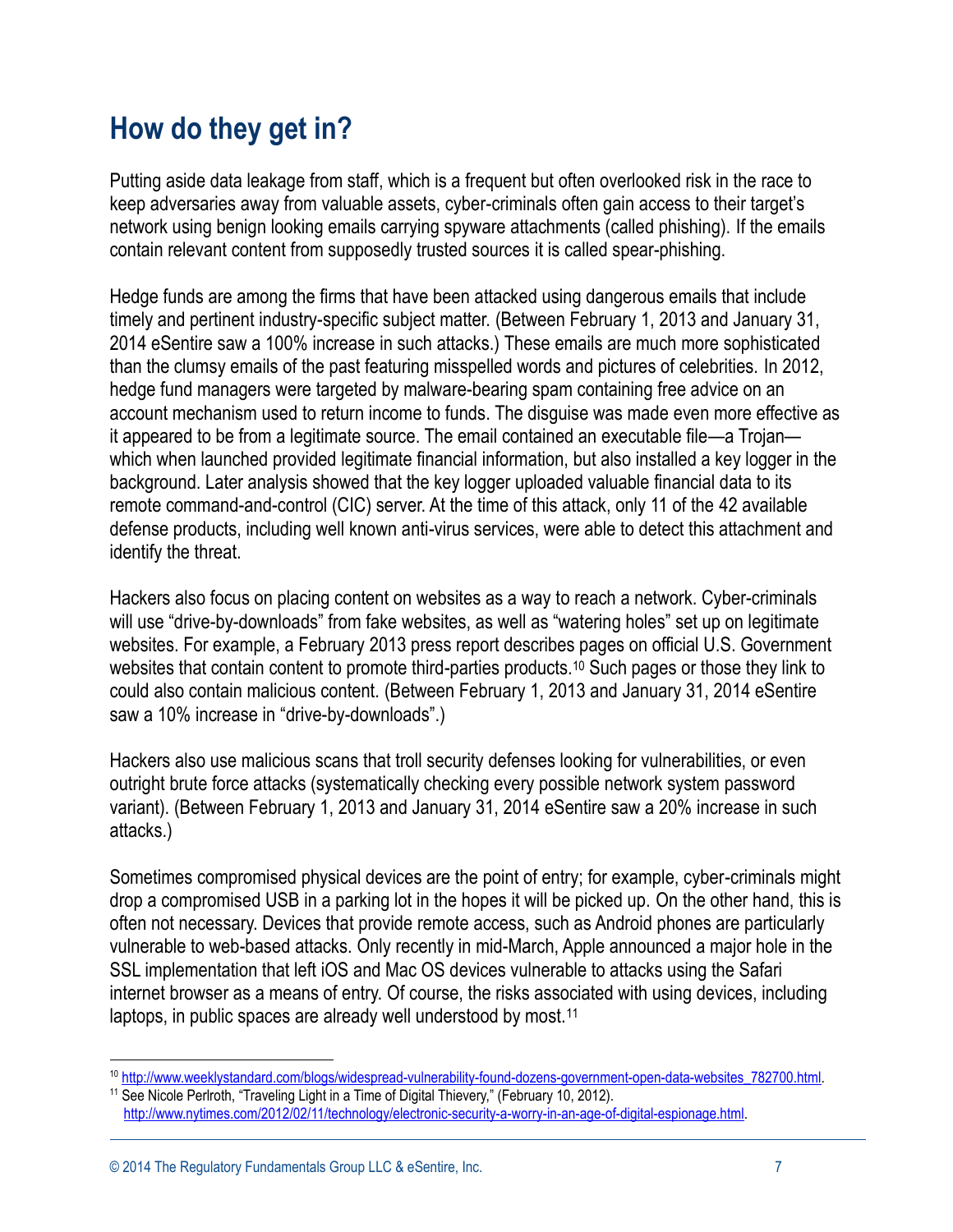## How do they get in?

Putting aside data leakage from staff, which is a frequent but often overlooked risk in the race to keep adversaries away from valuable assets, cyber-criminals often gain access to their target's network using benign looking emails carrying spyware attachments (called phishing). If the emails contain relevant content from supposedly trusted sources it is called spear-phishing.

Hedge funds are among the firms that have been attacked using dangerous emails that include timely and pertinent industry-specific subject matter. (Between February 1, 2013 and January 31, 2014 eSentire saw a 100% increase in such attacks.) These emails are much more sophisticated than the clumsy emails of the past featuring misspelled words and pictures of celebrities. In 2012, hedge fund managers were targeted by malware-bearing spam containing free advice on an account mechanism used to return income to funds. The disguise was made even more effective as it appeared to be from a legitimate source. The email contained an executable file—a Trojan—which when launched provided legitimate financial information, but also installed a key logger in the background. Later analysis showed that the key logger uploaded valuable financial data to its remote command-and-control (CIC) server. At the time of this attack, only 11 of the 42 available defense products, including well known anti-virus services, were able to detect this attachment and identify the threat.

Hackers also focus on placing content on websites as a way to reach a network. Cyber-criminals will use "drive-by-downloads" from fake websites, as well as "watering holes" set up on legitimate websites. For example, a February 2013 press report describes pages on official U.S. Government websites that contain content to promote third-parties products.[10] Such pages or those they link to could also contain malicious content. (Between February 1, 2013 and January 31, 2014 eSentire saw a 10% increase in "drive-by-downloads".)

Hackers also use malicious scans that troll security defenses looking for vulnerabilities, or even outright brute force attacks (systematically checking every possible network system password variant). (Between February 1, 2013 and January 31, 2014 eSentire saw a 20% increase in such attacks.)

Sometimes compromised physical devices are the point of entry; for example, cyber-criminals might drop a compromised USB in a parking lot in the hopes it will be picked up. On the other hand, this is often not necessary. Devices that provide remote access, such as Android phones are particularly vulnerable to web-based attacks. Only recently in mid-March, Apple announced a major hole in the SSL implementation that left iOS and Mac OS devices vulnerable to attacks using the Safari internet browser as a means of entry. Of course, the risks associated with using devices, including laptops, in public spaces are already well understood by most.[11]

---

[10] http://www.weeklystandard.com/blogs/widespread-vulnerability-found-dozens-government-open-data-websites_782700.html.

[11] See Nicole Perlroth, "Traveling Light in a Time of Digital Thievery," (February 10, 2012). http://www.nytimes.com/2012/02/11/technology/electronic-security-a-worry-in-an-age-of-digital-espionage.html.

© 2014 The Regulatory Fundamentals Group LLC & eSentire, Inc.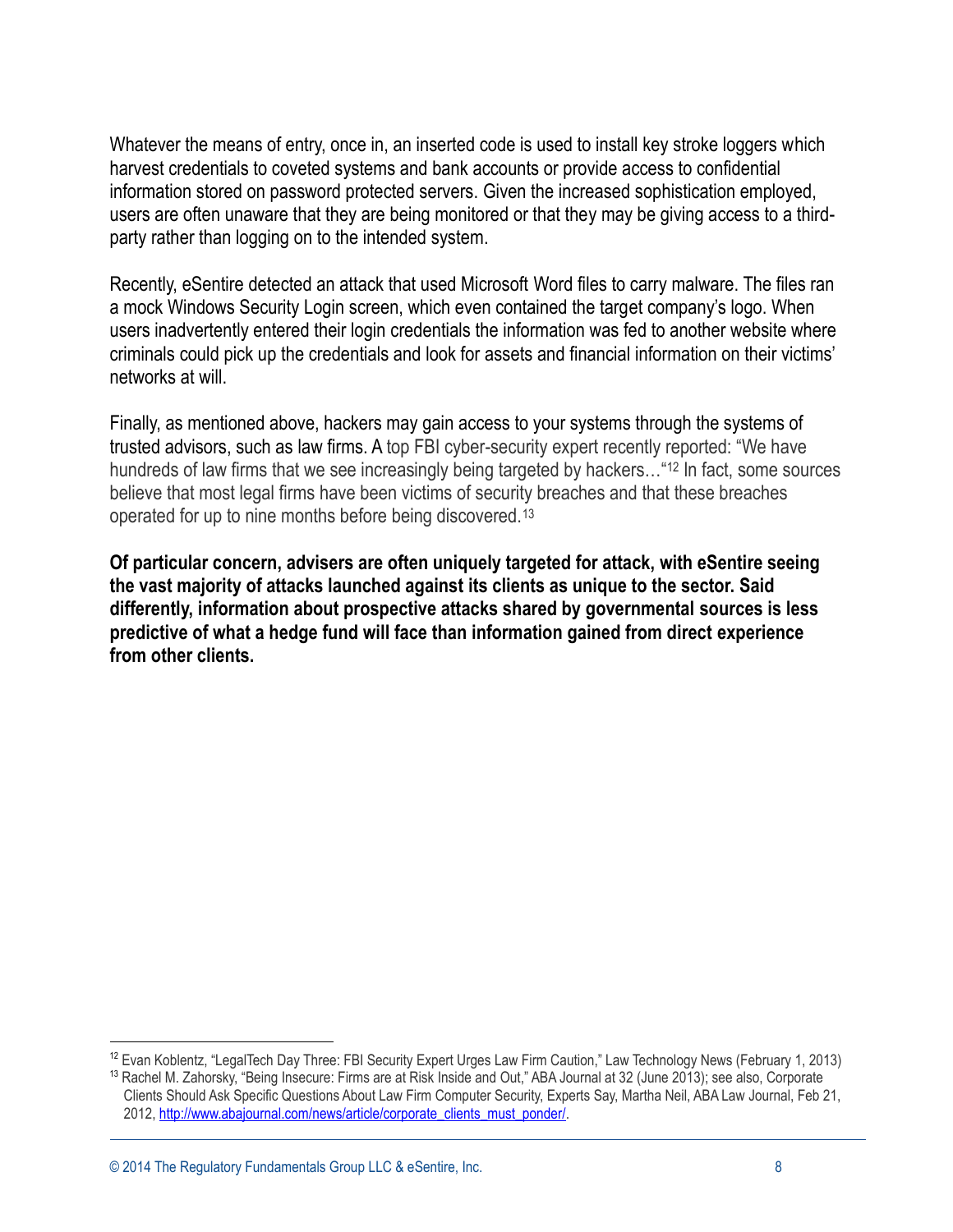Whatever the means of entry, once in, an inserted code is used to install key stroke loggers which harvest credentials to coveted systems and bank accounts or provide access to confidential information stored on password protected servers. Given the increased sophistication employed, users are often unaware that they are being monitored or that they may be giving access to a third-party rather than logging on to the intended system.

Recently, eSentire detected an attack that used Microsoft Word files to carry malware. The files ran a mock Windows Security Login screen, which even contained the target company's logo. When users inadvertently entered their login credentials the information was fed to another website where criminals could pick up the credentials and look for assets and financial information on their victims' networks at will.

Finally, as mentioned above, hackers may gain access to your systems through the systems of trusted advisors, such as law firms. A top FBI cyber-security expert recently reported: "We have hundreds of law firms that we see increasingly being targeted by hackers…"[12] In fact, some sources believe that most legal firms have been victims of security breaches and that these breaches operated for up to nine months before being discovered.[13]

**Of particular concern, advisers are often uniquely targeted for attack, with eSentire seeing the vast majority of attacks launched against its clients as unique to the sector. Said differently, information about prospective attacks shared by governmental sources is less predictive of what a hedge fund will face than information gained from direct experience from other clients.**

---

[12] Evan Koblentz, "LegalTech Day Three: FBI Security Expert Urges Law Firm Caution," Law Technology News (February 1, 2013)

[13] Rachel M. Zahorsky, "Being Insecure: Firms are at Risk Inside and Out," ABA Journal at 32 (June 2013); see also, Corporate Clients Should Ask Specific Questions About Law Firm Computer Security, Experts Say, Martha Neil, ABA Law Journal, Feb 21, 2012, http://www.abajournal.com/news/article/corporate_clients_must_ponder/.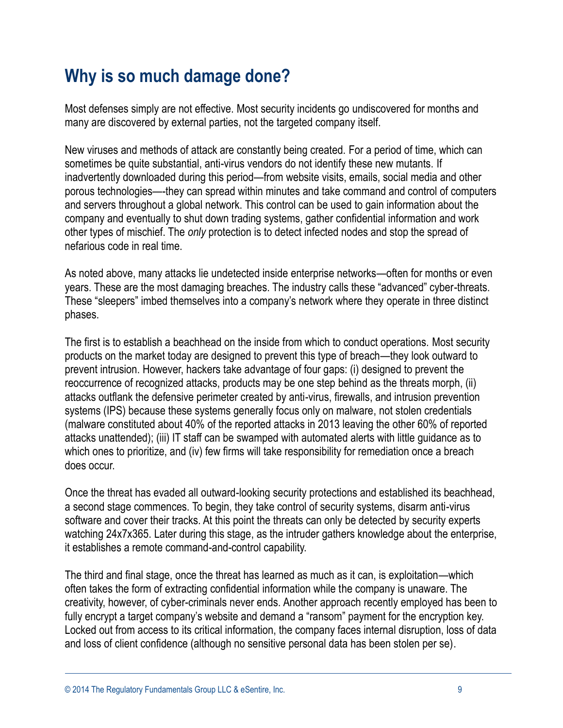## Why is so much damage done?

Most defenses simply are not effective. Most security incidents go undiscovered for months and many are discovered by external parties, not the targeted company itself.

New viruses and methods of attack are constantly being created. For a period of time, which can sometimes be quite substantial, anti-virus vendors do not identify these new mutants. If inadvertently downloaded during this period—from website visits, emails, social media and other porous technologies—-they can spread within minutes and take command and control of computers and servers throughout a global network. This control can be used to gain information about the company and eventually to shut down trading systems, gather confidential information and work other types of mischief. The *only* protection is to detect infected nodes and stop the spread of nefarious code in real time.

As noted above, many attacks lie undetected inside enterprise networks—often for months or even years. These are the most damaging breaches. The industry calls these "advanced" cyber-threats. These "sleepers" imbed themselves into a company's network where they operate in three distinct phases.

The first is to establish a beachhead on the inside from which to conduct operations. Most security products on the market today are designed to prevent this type of breach—they look outward to prevent intrusion. However, hackers take advantage of four gaps: (i) designed to prevent the reoccurrence of recognized attacks, products may be one step behind as the threats morph, (ii) attacks outflank the defensive perimeter created by anti-virus, firewalls, and intrusion prevention systems (IPS) because these systems generally focus only on malware, not stolen credentials (malware constituted about 40% of the reported attacks in 2013 leaving the other 60% of reported attacks unattended); (iii) IT staff can be swamped with automated alerts with little guidance as to which ones to prioritize, and (iv) few firms will take responsibility for remediation once a breach does occur.

Once the threat has evaded all outward-looking security protections and established its beachhead, a second stage commences. To begin, they take control of security systems, disarm anti-virus software and cover their tracks. At this point the threats can only be detected by security experts watching 24x7x365. Later during this stage, as the intruder gathers knowledge about the enterprise, it establishes a remote command-and-control capability.

The third and final stage, once the threat has learned as much as it can, is exploitation—which often takes the form of extracting confidential information while the company is unaware. The creativity, however, of cyber-criminals never ends. Another approach recently employed has been to fully encrypt a target company's website and demand a "ransom" payment for the encryption key. Locked out from access to its critical information, the company faces internal disruption, loss of data and loss of client confidence (although no sensitive personal data has been stolen per se).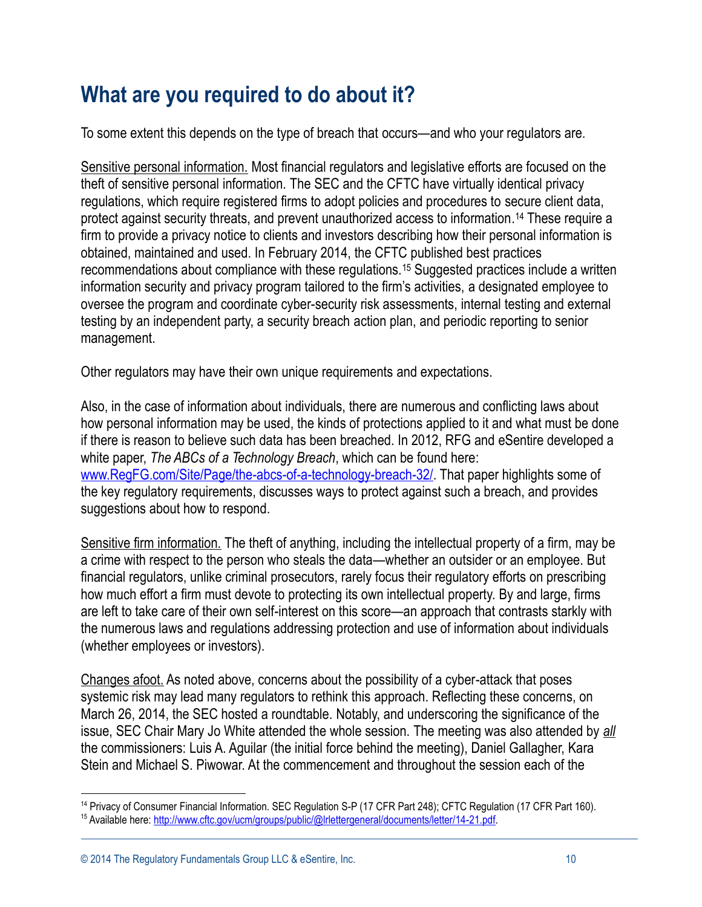# What are you required to do about it?

To some extent this depends on the type of breach that occurs—and who your regulators are.

<u>Sensitive personal information.</u> Most financial regulators and legislative efforts are focused on the theft of sensitive personal information. The SEC and the CFTC have virtually identical privacy regulations, which require registered firms to adopt policies and procedures to secure client data, protect against security threats, and prevent unauthorized access to information.[14] These require a firm to provide a privacy notice to clients and investors describing how their personal information is obtained, maintained and used. In February 2014, the CFTC published best practices recommendations about compliance with these regulations.[15] Suggested practices include a written information security and privacy program tailored to the firm's activities, a designated employee to oversee the program and coordinate cyber-security risk assessments, internal testing and external testing by an independent party, a security breach action plan, and periodic reporting to senior management.

Other regulators may have their own unique requirements and expectations.

Also, in the case of information about individuals, there are numerous and conflicting laws about how personal information may be used, the kinds of protections applied to it and what must be done if there is reason to believe such data has been breached. In 2012, RFG and eSentire developed a white paper, *The ABCs of a Technology Breach*, which can be found here: [www.RegFG.com/Site/Page/the-abcs-of-a-technology-breach-32/](http://www.RegFG.com/Site/Page/the-abcs-of-a-technology-breach-32/). That paper highlights some of the key regulatory requirements, discusses ways to protect against such a breach, and provides suggestions about how to respond.

<u>Sensitive firm information.</u> The theft of anything, including the intellectual property of a firm, may be a crime with respect to the person who steals the data—whether an outsider or an employee. But financial regulators, unlike criminal prosecutors, rarely focus their regulatory efforts on prescribing how much effort a firm must devote to protecting its own intellectual property. By and large, firms are left to take care of their own self-interest on this score—an approach that contrasts starkly with the numerous laws and regulations addressing protection and use of information about individuals (whether employees or investors).

<u>Changes afoot.</u> As noted above, concerns about the possibility of a cyber-attack that poses systemic risk may lead many regulators to rethink this approach. Reflecting these concerns, on March 26, 2014, the SEC hosted a roundtable. Notably, and underscoring the significance of the issue, SEC Chair Mary Jo White attended the whole session. The meeting was also attended by *<u>all</u>* the commissioners: Luis A. Aguilar (the initial force behind the meeting), Daniel Gallagher, Kara Stein and Michael S. Piwowar. At the commencement and throughout the session each of the

---

[14] Privacy of Consumer Financial Information. SEC Regulation S-P (17 CFR Part 248); CFTC Regulation (17 CFR Part 160).

[15] Available here: [http://www.cftc.gov/ucm/groups/public/@lrlettergeneral/documents/letter/14-21.pdf](http://www.cftc.gov/ucm/groups/public/@lrlettergeneral/documents/letter/14-21.pdf).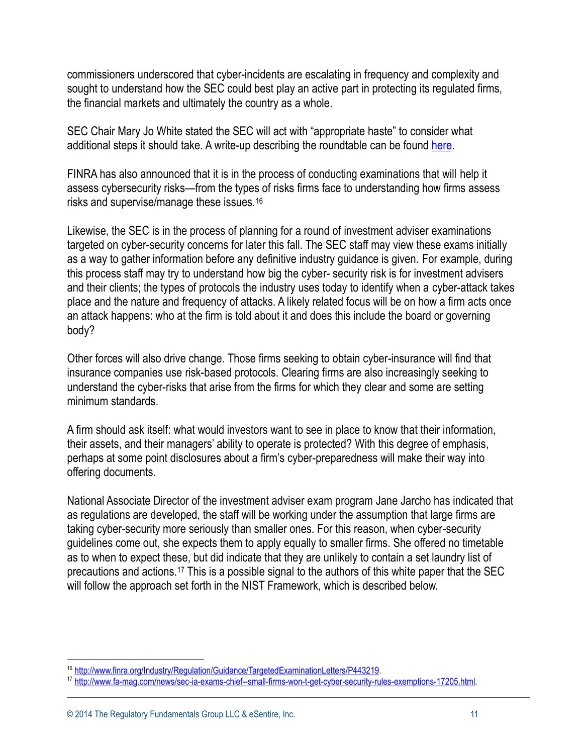commissioners underscored that cyber-incidents are escalating in frequency and complexity and sought to understand how the SEC could best play an active part in protecting its regulated firms, the financial markets and ultimately the country as a whole.

SEC Chair Mary Jo White stated the SEC will act with "appropriate haste" to consider what additional steps it should take. A write-up describing the roundtable can be found here.

FINRA has also announced that it is in the process of conducting examinations that will help it assess cybersecurity risks—from the types of risks firms face to understanding how firms assess risks and supervise/manage these issues.[16]

Likewise, the SEC is in the process of planning for a round of investment adviser examinations targeted on cyber-security concerns for later this fall. The SEC staff may view these exams initially as a way to gather information before any definitive industry guidance is given. For example, during this process staff may try to understand how big the cyber- security risk is for investment advisers and their clients; the types of protocols the industry uses today to identify when a cyber-attack takes place and the nature and frequency of attacks. A likely related focus will be on how a firm acts once an attack happens: who at the firm is told about it and does this include the board or governing body?

Other forces will also drive change. Those firms seeking to obtain cyber-insurance will find that insurance companies use risk-based protocols. Clearing firms are also increasingly seeking to understand the cyber-risks that arise from the firms for which they clear and some are setting minimum standards.

A firm should ask itself: what would investors want to see in place to know that their information, their assets, and their managers' ability to operate is protected? With this degree of emphasis, perhaps at some point disclosures about a firm's cyber-preparedness will make their way into offering documents.

National Associate Director of the investment adviser exam program Jane Jarcho has indicated that as regulations are developed, the staff will be working under the assumption that large firms are taking cyber-security more seriously than smaller ones. For this reason, when cyber-security guidelines come out, she expects them to apply equally to smaller firms. She offered no timetable as to when to expect these, but did indicate that they are unlikely to contain a set laundry list of precautions and actions.[17] This is a possible signal to the authors of this white paper that the SEC will follow the approach set forth in the NIST Framework, which is described below.

---

[16] http://www.finra.org/Industry/Regulation/Guidance/TargetedExaminationLetters/P443219.

[17] http://www.fa-mag.com/news/sec-ia-exams-chief--small-firms-won-t-get-cyber-security-rules-exemptions-17205.html.

© 2014 The Regulatory Fundamentals Group LLC & eSentire, Inc.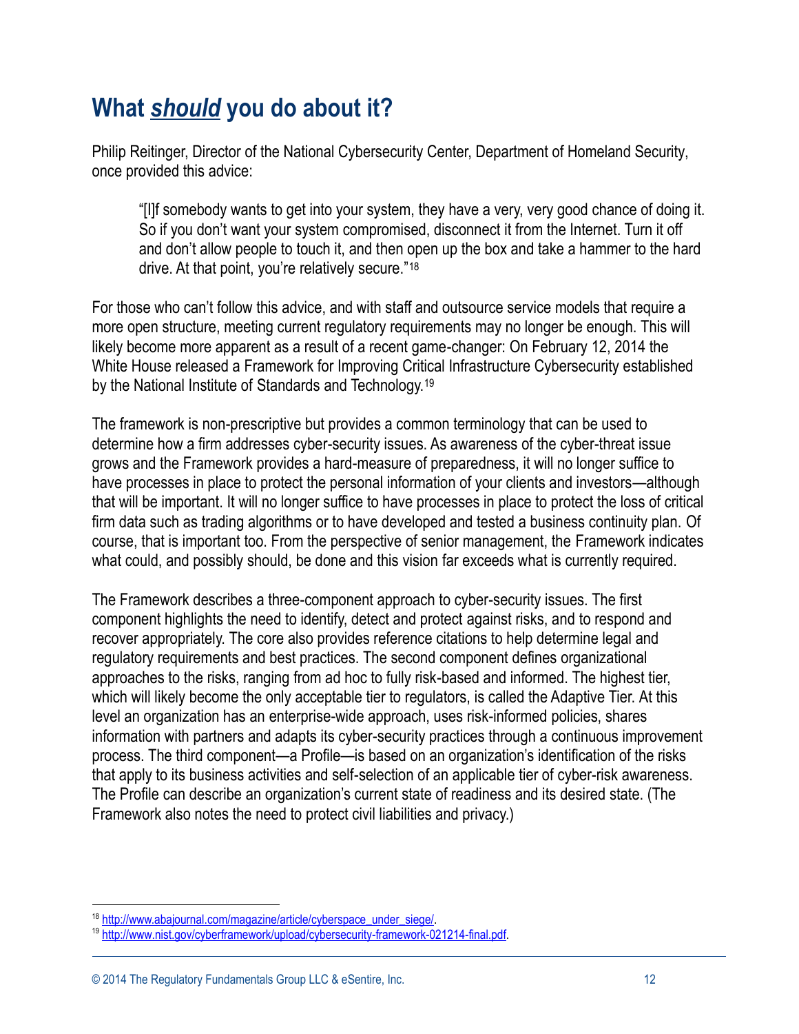## What ***should*** you do about it?

Philip Reitinger, Director of the National Cybersecurity Center, Department of Homeland Security, once provided this advice:

> "[I]f somebody wants to get into your system, they have a very, very good chance of doing it. So if you don't want your system compromised, disconnect it from the Internet. Turn it off and don't allow people to touch it, and then open up the box and take a hammer to the hard drive. At that point, you're relatively secure."[18]

For those who can't follow this advice, and with staff and outsource service models that require a more open structure, meeting current regulatory requirements may no longer be enough. This will likely become more apparent as a result of a recent game-changer: On February 12, 2014 the White House released a Framework for Improving Critical Infrastructure Cybersecurity established by the National Institute of Standards and Technology.[19]

The framework is non-prescriptive but provides a common terminology that can be used to determine how a firm addresses cyber-security issues. As awareness of the cyber-threat issue grows and the Framework provides a hard-measure of preparedness, it will no longer suffice to have processes in place to protect the personal information of your clients and investors—although that will be important. It will no longer suffice to have processes in place to protect the loss of critical firm data such as trading algorithms or to have developed and tested a business continuity plan. Of course, that is important too. From the perspective of senior management, the Framework indicates what could, and possibly should, be done and this vision far exceeds what is currently required.

The Framework describes a three-component approach to cyber-security issues. The first component highlights the need to identify, detect and protect against risks, and to respond and recover appropriately. The core also provides reference citations to help determine legal and regulatory requirements and best practices. The second component defines organizational approaches to the risks, ranging from ad hoc to fully risk-based and informed. The highest tier, which will likely become the only acceptable tier to regulators, is called the Adaptive Tier. At this level an organization has an enterprise-wide approach, uses risk-informed policies, shares information with partners and adapts its cyber-security practices through a continuous improvement process. The third component—a Profile—is based on an organization's identification of the risks that apply to its business activities and self-selection of an applicable tier of cyber-risk awareness. The Profile can describe an organization's current state of readiness and its desired state. (The Framework also notes the need to protect civil liabilities and privacy.)

---

[18] http://www.abajournal.com/magazine/article/cyberspace_under_siege/.

[19] http://www.nist.gov/cyberframework/upload/cybersecurity-framework-021214-final.pdf.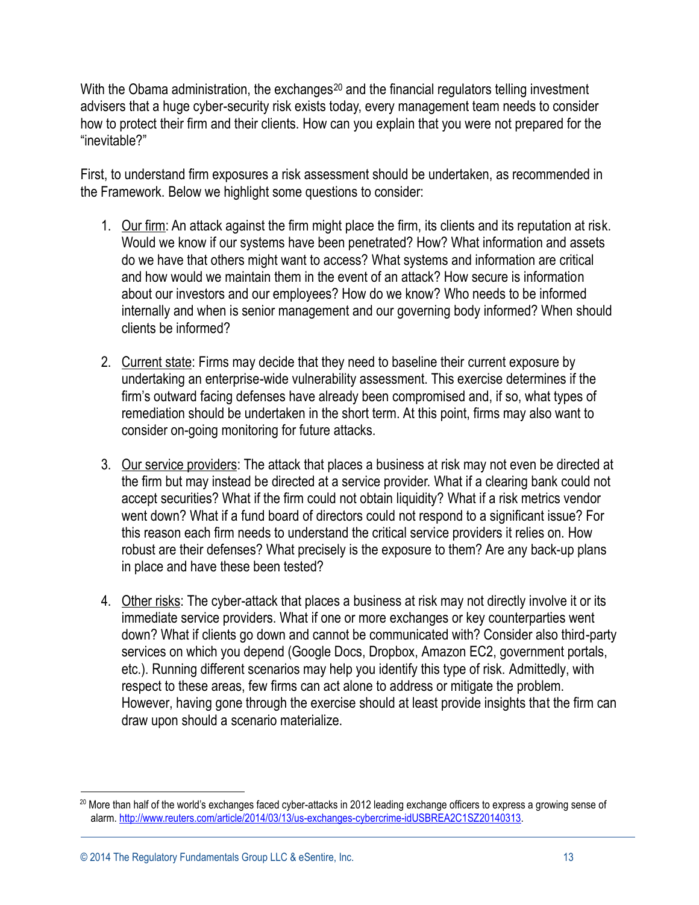With the Obama administration, the exchanges[20] and the financial regulators telling investment advisers that a huge cyber-security risk exists today, every management team needs to consider how to protect their firm and their clients. How can you explain that you were not prepared for the "inevitable?"

First, to understand firm exposures a risk assessment should be undertaken, as recommended in the Framework. Below we highlight some questions to consider:

1. <u>Our firm</u>: An attack against the firm might place the firm, its clients and its reputation at risk. Would we know if our systems have been penetrated? How? What information and assets do we have that others might want to access? What systems and information are critical and how would we maintain them in the event of an attack? How secure is information about our investors and our employees? How do we know? Who needs to be informed internally and when is senior management and our governing body informed? When should clients be informed?

2. <u>Current state</u>: Firms may decide that they need to baseline their current exposure by undertaking an enterprise-wide vulnerability assessment. This exercise determines if the firm's outward facing defenses have already been compromised and, if so, what types of remediation should be undertaken in the short term. At this point, firms may also want to consider on-going monitoring for future attacks.

3. <u>Our service providers</u>: The attack that places a business at risk may not even be directed at the firm but may instead be directed at a service provider. What if a clearing bank could not accept securities? What if the firm could not obtain liquidity? What if a risk metrics vendor went down? What if a fund board of directors could not respond to a significant issue? For this reason each firm needs to understand the critical service providers it relies on. How robust are their defenses? What precisely is the exposure to them? Are any back-up plans in place and have these been tested?

4. <u>Other risks</u>: The cyber-attack that places a business at risk may not directly involve it or its immediate service providers. What if one or more exchanges or key counterparties went down? What if clients go down and cannot be communicated with? Consider also third-party services on which you depend (Google Docs, Dropbox, Amazon EC2, government portals, etc.). Running different scenarios may help you identify this type of risk. Admittedly, with respect to these areas, few firms can act alone to address or mitigate the problem. However, having gone through the exercise should at least provide insights that the firm can draw upon should a scenario materialize.

---

[20] More than half of the world's exchanges faced cyber-attacks in 2012 leading exchange officers to express a growing sense of alarm. http://www.reuters.com/article/2014/03/13/us-exchanges-cybercrime-idUSBREA2C1SZ20140313.

© 2014 The Regulatory Fundamentals Group LLC & eSentire, Inc.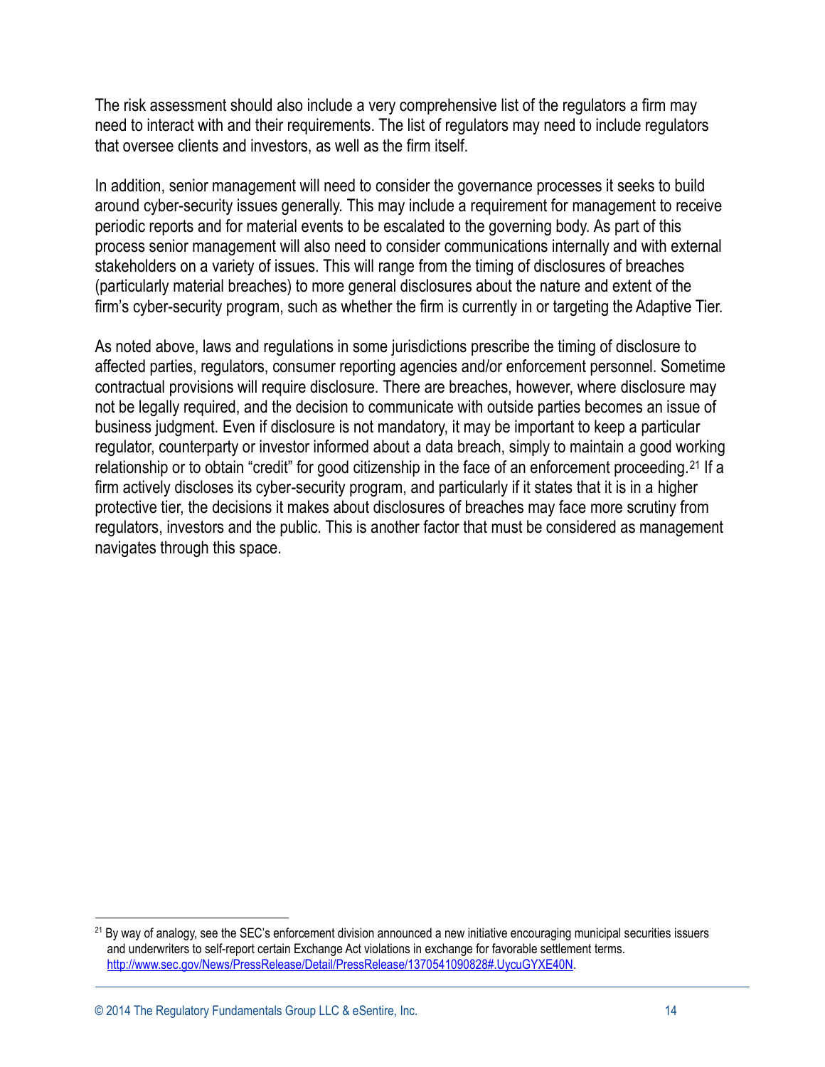The risk assessment should also include a very comprehensive list of the regulators a firm may need to interact with and their requirements. The list of regulators may need to include regulators that oversee clients and investors, as well as the firm itself.

In addition, senior management will need to consider the governance processes it seeks to build around cyber-security issues generally. This may include a requirement for management to receive periodic reports and for material events to be escalated to the governing body. As part of this process senior management will also need to consider communications internally and with external stakeholders on a variety of issues. This will range from the timing of disclosures of breaches (particularly material breaches) to more general disclosures about the nature and extent of the firm's cyber-security program, such as whether the firm is currently in or targeting the Adaptive Tier.

As noted above, laws and regulations in some jurisdictions prescribe the timing of disclosure to affected parties, regulators, consumer reporting agencies and/or enforcement personnel. Sometime contractual provisions will require disclosure. There are breaches, however, where disclosure may not be legally required, and the decision to communicate with outside parties becomes an issue of business judgment. Even if disclosure is not mandatory, it may be important to keep a particular regulator, counterparty or investor informed about a data breach, simply to maintain a good working relationship or to obtain "credit" for good citizenship in the face of an enforcement proceeding.[21] If a firm actively discloses its cyber-security program, and particularly if it states that it is in a higher protective tier, the decisions it makes about disclosures of breaches may face more scrutiny from regulators, investors and the public. This is another factor that must be considered as management navigates through this space.

---

[21] By way of analogy, see the SEC's enforcement division announced a new initiative encouraging municipal securities issuers and underwriters to self-report certain Exchange Act violations in exchange for favorable settlement terms. [http://www.sec.gov/News/PressRelease/Detail/PressRelease/1370541090828#.UycuGYXE40N](http://www.sec.gov/News/PressRelease/Detail/PressRelease/1370541090828#.UycuGYXE40N).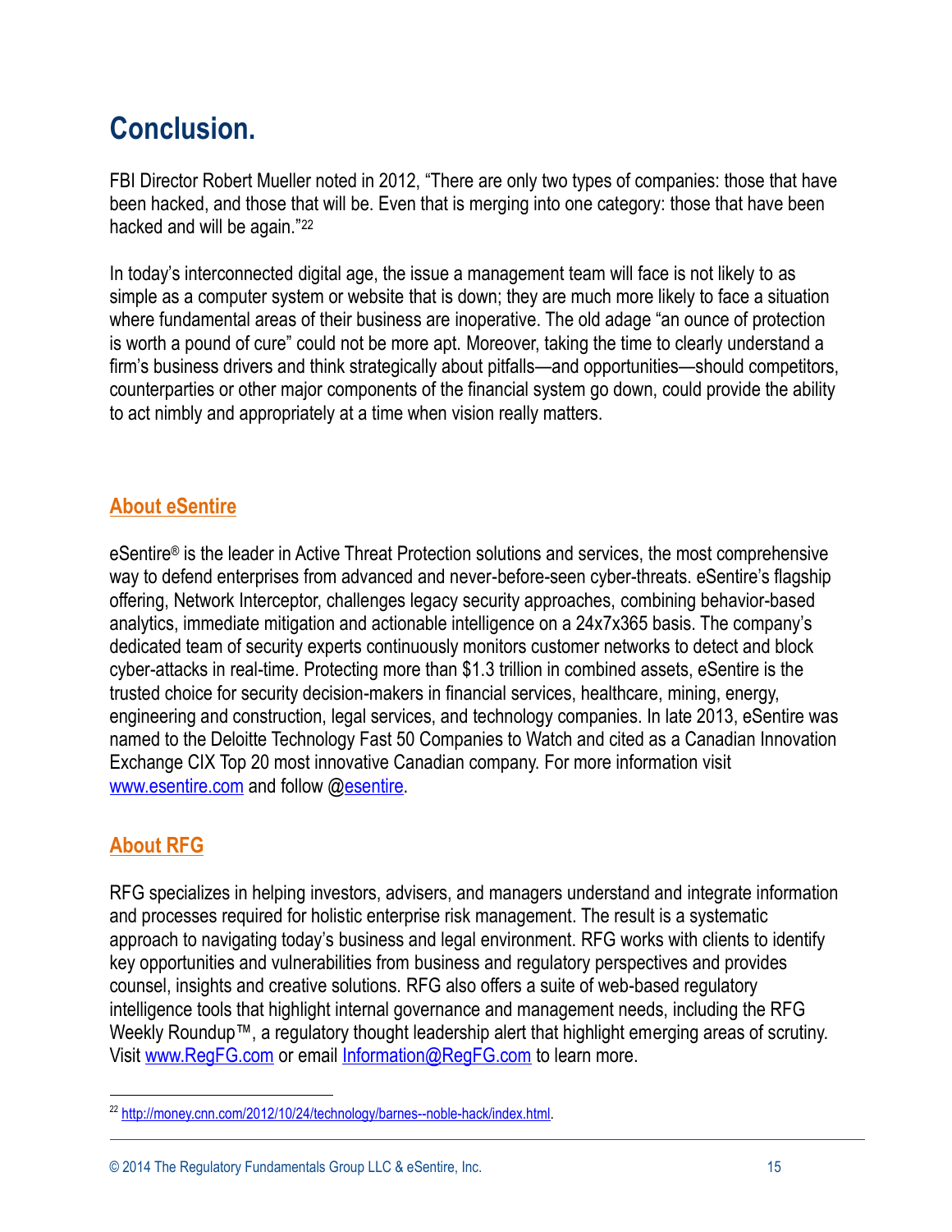# Conclusion.

FBI Director Robert Mueller noted in 2012, "There are only two types of companies: those that have been hacked, and those that will be. Even that is merging into one category: those that have been hacked and will be again."[22]

In today's interconnected digital age, the issue a management team will face is not likely to as simple as a computer system or website that is down; they are much more likely to face a situation where fundamental areas of their business are inoperative. The old adage "an ounce of protection is worth a pound of cure" could not be more apt. Moreover, taking the time to clearly understand a firm's business drivers and think strategically about pitfalls—and opportunities—should competitors, counterparties or other major components of the financial system go down, could provide the ability to act nimbly and appropriately at a time when vision really matters.

## About eSentire

eSentire® is the leader in Active Threat Protection solutions and services, the most comprehensive way to defend enterprises from advanced and never-before-seen cyber-threats. eSentire's flagship offering, Network Interceptor, challenges legacy security approaches, combining behavior-based analytics, immediate mitigation and actionable intelligence on a 24x7x365 basis. The company's dedicated team of security experts continuously monitors customer networks to detect and block cyber-attacks in real-time. Protecting more than $1.3 trillion in combined assets, eSentire is the trusted choice for security decision-makers in financial services, healthcare, mining, energy, engineering and construction, legal services, and technology companies. In late 2013, eSentire was named to the Deloitte Technology Fast 50 Companies to Watch and cited as a Canadian Innovation Exchange CIX Top 20 most innovative Canadian company. For more information visit www.esentire.com and follow @esentire.

## About RFG

RFG specializes in helping investors, advisers, and managers understand and integrate information and processes required for holistic enterprise risk management. The result is a systematic approach to navigating today's business and legal environment. RFG works with clients to identify key opportunities and vulnerabilities from business and regulatory perspectives and provides counsel, insights and creative solutions. RFG also offers a suite of web-based regulatory intelligence tools that highlight internal governance and management needs, including the RFG Weekly Roundup™, a regulatory thought leadership alert that highlight emerging areas of scrutiny. Visit www.RegFG.com or email Information@RegFG.com to learn more.

[22] http://money.cnn.com/2012/10/24/technology/barnes--noble-hack/index.html.

© 2014 The Regulatory Fundamentals Group LLC & eSentire, Inc.